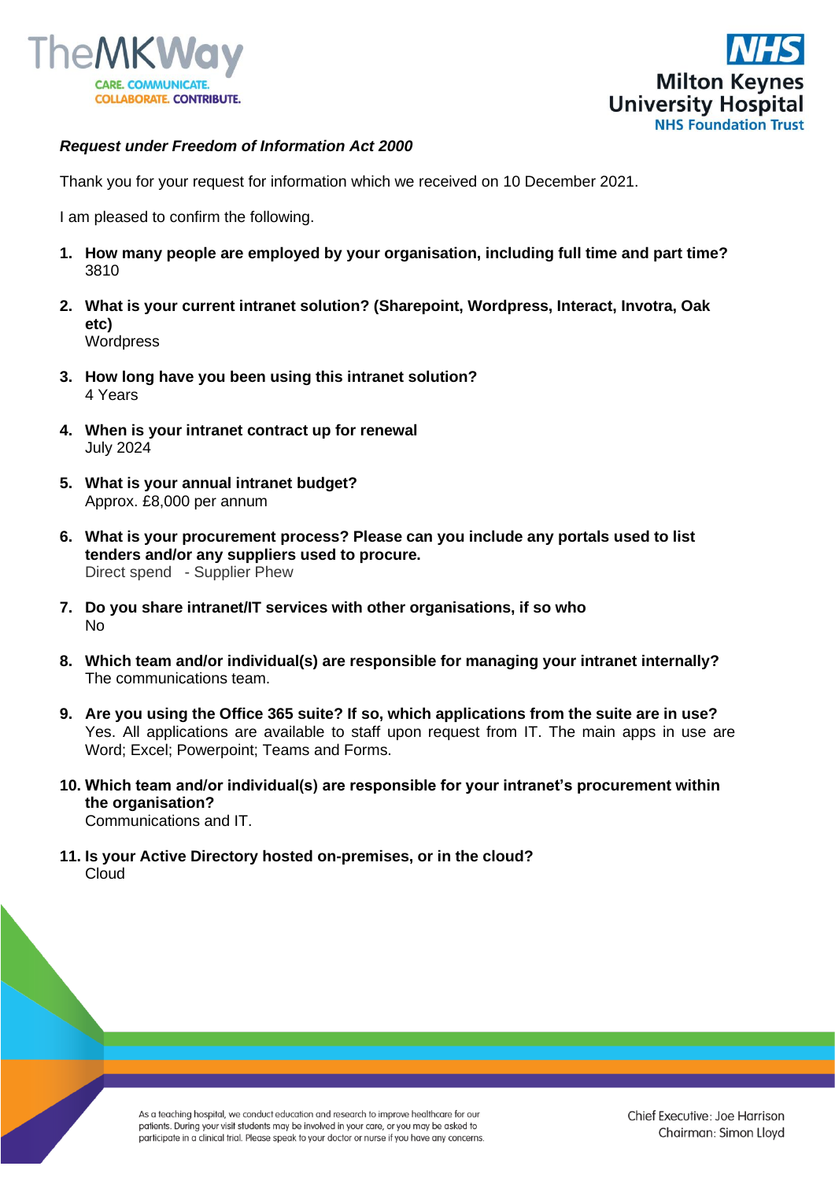*Request under Freedom of Information Act 2000*

Thank you for your request for information which we received on 10 December 2021.

I am pleased to confirm the following.

1. **How many people are employed by your organisation, including full time and part time?**
   3810

2. **What is your current intranet solution? (Sharepoint, Wordpress, Interact, Invotra, Oak etc)**
   Wordpress

3. **How long have you been using this intranet solution?**
   4 Years

4. **When is your intranet contract up for renewal**
   July 2024

5. **What is your annual intranet budget?**
   Approx. £8,000 per annum

6. **What is your procurement process? Please can you include any portals used to list tenders and/or any suppliers used to procure.**
   Direct spend - Supplier Phew

7. **Do you share intranet/IT services with other organisations, if so who**
   No

8. **Which team and/or individual(s) are responsible for managing your intranet internally?**
   The communications team.

9. **Are you using the Office 365 suite? If so, which applications from the suite are in use?**
   Yes. All applications are available to staff upon request from IT. The main apps in use are Word; Excel; Powerpoint; Teams and Forms.

10. **Which team and/or individual(s) are responsible for your intranet's procurement within the organisation?**
    Communications and IT.

11. **Is your Active Directory hosted on-premises, or in the cloud?**
    Cloud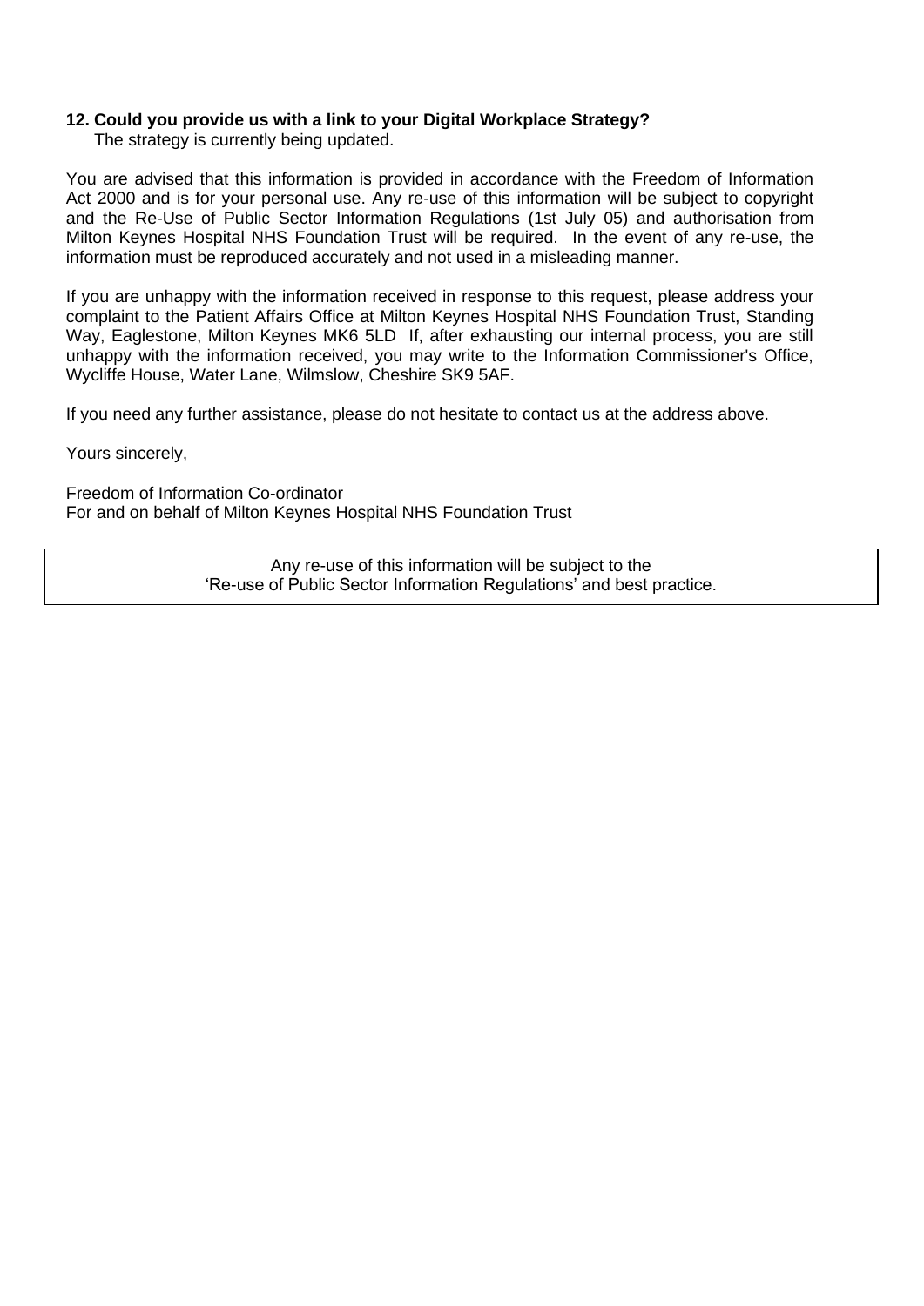**12. Could you provide us with a link to your Digital Workplace Strategy?**

The strategy is currently being updated.

You are advised that this information is provided in accordance with the Freedom of Information Act 2000 and is for your personal use. Any re-use of this information will be subject to copyright and the Re-Use of Public Sector Information Regulations (1st July 05) and authorisation from Milton Keynes Hospital NHS Foundation Trust will be required. In the event of any re-use, the information must be reproduced accurately and not used in a misleading manner.

If you are unhappy with the information received in response to this request, please address your complaint to the Patient Affairs Office at Milton Keynes Hospital NHS Foundation Trust, Standing Way, Eaglestone, Milton Keynes MK6 5LD If, after exhausting our internal process, you are still unhappy with the information received, you may write to the Information Commissioner's Office, Wycliffe House, Water Lane, Wilmslow, Cheshire SK9 5AF.

If you need any further assistance, please do not hesitate to contact us at the address above.

Yours sincerely,

Freedom of Information Co-ordinator
For and on behalf of Milton Keynes Hospital NHS Foundation Trust

Any re-use of this information will be subject to the
'Re-use of Public Sector Information Regulations' and best practice.